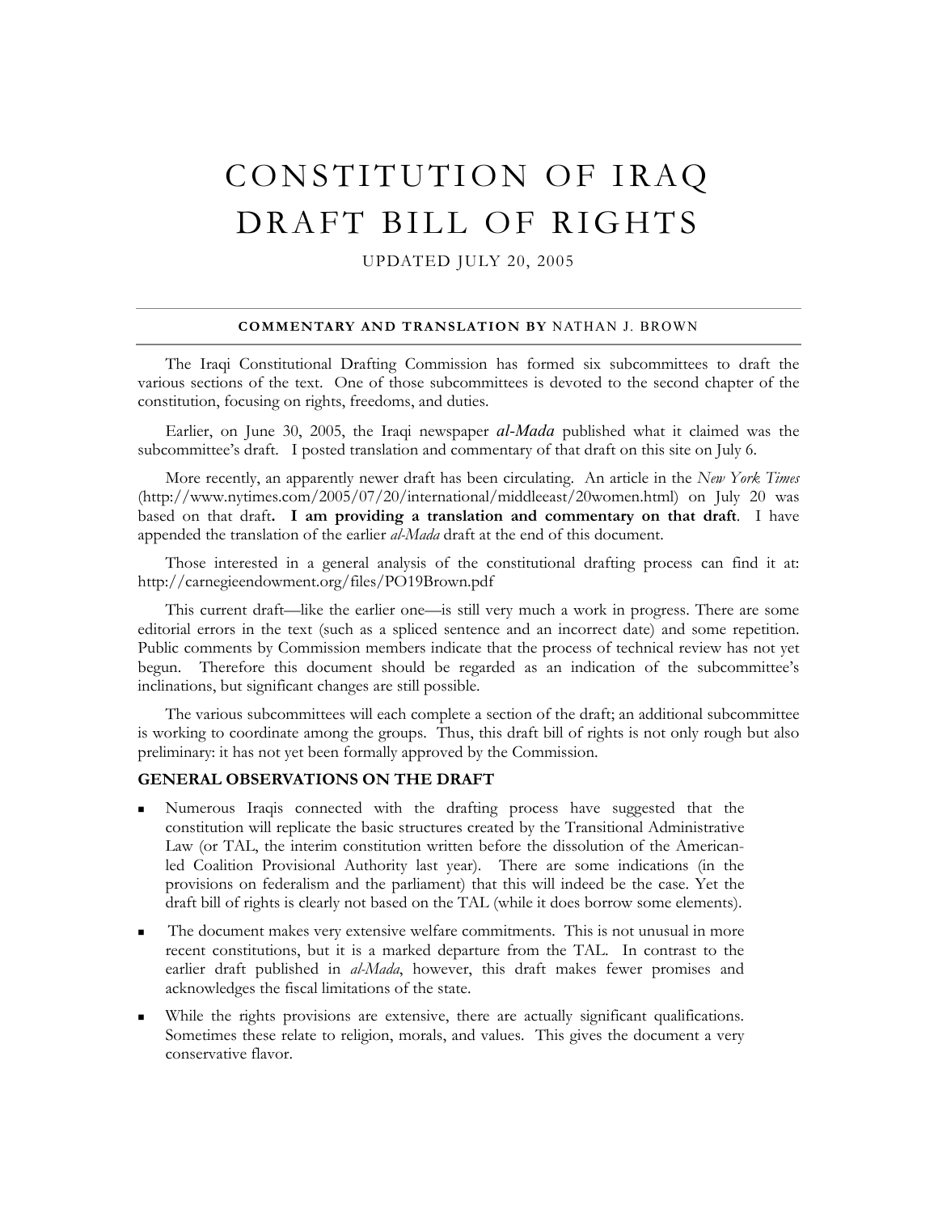# CONSTITUTION OF IRAQ
# DRAFT BILL OF RIGHTS

UPDATED JULY 20, 2005

---

**COMMENTARY AND TRANSLATION BY** NATHAN J. BROWN

---

The Iraqi Constitutional Drafting Commission has formed six subcommittees to draft the various sections of the text. One of those subcommittees is devoted to the second chapter of the constitution, focusing on rights, freedoms, and duties.

Earlier, on June 30, 2005, the Iraqi newspaper *al-Mada* published what it claimed was the subcommittee's draft. I posted translation and commentary of that draft on this site on July 6.

More recently, an apparently newer draft has been circulating. An article in the *New York Times* (http://www.nytimes.com/2005/07/20/international/middleeast/20women.html) on July 20 was based on that draft**. I am providing a translation and commentary on that draft**. I have appended the translation of the earlier *al-Mada* draft at the end of this document.

Those interested in a general analysis of the constitutional drafting process can find it at: http://carnegieendowment.org/files/PO19Brown.pdf

This current draft—like the earlier one—is still very much a work in progress. There are some editorial errors in the text (such as a spliced sentence and an incorrect date) and some repetition. Public comments by Commission members indicate that the process of technical review has not yet begun. Therefore this document should be regarded as an indication of the subcommittee's inclinations, but significant changes are still possible.

The various subcommittees will each complete a section of the draft; an additional subcommittee is working to coordinate among the groups. Thus, this draft bill of rights is not only rough but also preliminary: it has not yet been formally approved by the Commission.

### GENERAL OBSERVATIONS ON THE DRAFT

- Numerous Iraqis connected with the drafting process have suggested that the constitution will replicate the basic structures created by the Transitional Administrative Law (or TAL, the interim constitution written before the dissolution of the American-led Coalition Provisional Authority last year). There are some indications (in the provisions on federalism and the parliament) that this will indeed be the case. Yet the draft bill of rights is clearly not based on the TAL (while it does borrow some elements).
- The document makes very extensive welfare commitments. This is not unusual in more recent constitutions, but it is a marked departure from the TAL. In contrast to the earlier draft published in *al-Mada*, however, this draft makes fewer promises and acknowledges the fiscal limitations of the state.
- While the rights provisions are extensive, there are actually significant qualifications. Sometimes these relate to religion, morals, and values. This gives the document a very conservative flavor.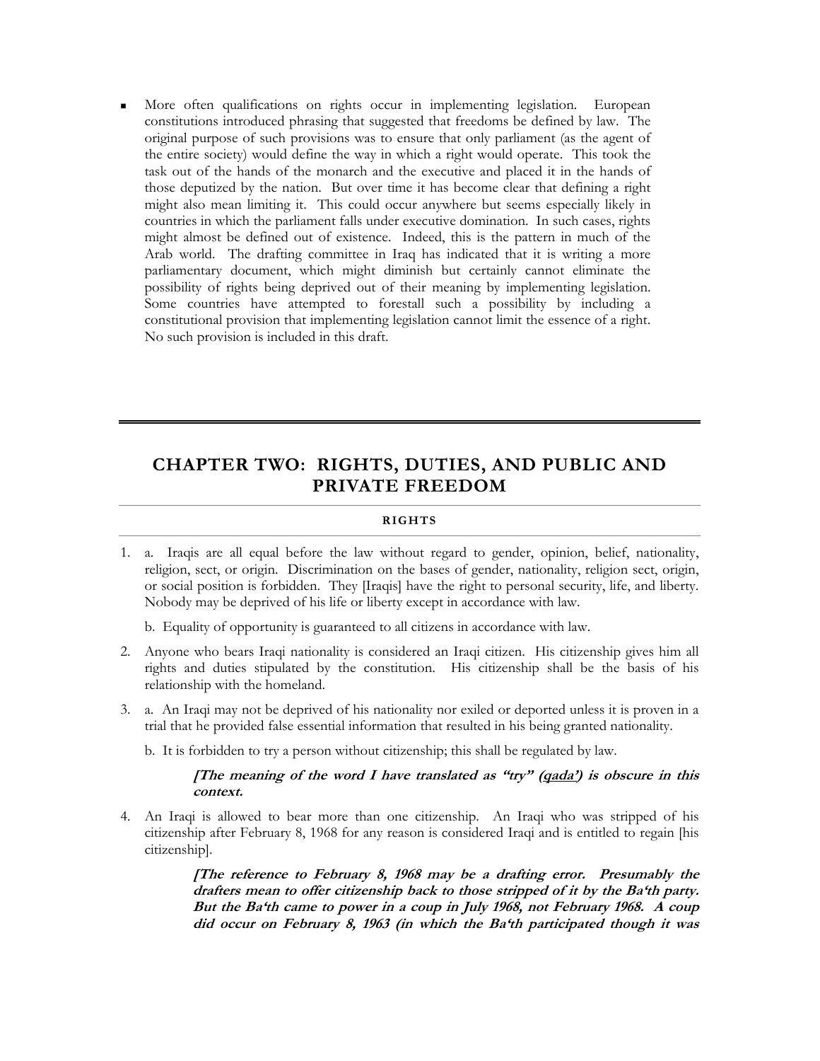- More often qualifications on rights occur in implementing legislation. European constitutions introduced phrasing that suggested that freedoms be defined by law. The original purpose of such provisions was to ensure that only parliament (as the agent of the entire society) would define the way in which a right would operate. This took the task out of the hands of the monarch and the executive and placed it in the hands of those deputized by the nation. But over time it has become clear that defining a right might also mean limiting it. This could occur anywhere but seems especially likely in countries in which the parliament falls under executive domination. In such cases, rights might almost be defined out of existence. Indeed, this is the pattern in much of the Arab world. The drafting committee in Iraq has indicated that it is writing a more parliamentary document, which might diminish but certainly cannot eliminate the possibility of rights being deprived out of their meaning by implementing legislation. Some countries have attempted to forestall such a possibility by including a constitutional provision that implementing legislation cannot limit the essence of a right. No such provision is included in this draft.

---

## CHAPTER TWO: RIGHTS, DUTIES, AND PUBLIC AND PRIVATE FREEDOM

### RIGHTS

1. a. Iraqis are all equal before the law without regard to gender, opinion, belief, nationality, religion, sect, or origin. Discrimination on the bases of gender, nationality, religion sect, origin, or social position is forbidden. They [Iraqis] have the right to personal security, life, and liberty. Nobody may be deprived of his life or liberty except in accordance with law.

   b. Equality of opportunity is guaranteed to all citizens in accordance with law.

2. Anyone who bears Iraqi nationality is considered an Iraqi citizen. His citizenship gives him all rights and duties stipulated by the constitution. His citizenship shall be the basis of his relationship with the homeland.

3. a. An Iraqi may not be deprived of his nationality nor exiled or deported unless it is proven in a trial that he provided false essential information that resulted in his being granted nationality.

   b. It is forbidden to try a person without citizenship; this shall be regulated by law.

   ***[The meaning of the word I have translated as "try" (qada') is obscure in this context.***

4. An Iraqi is allowed to bear more than one citizenship. An Iraqi who was stripped of his citizenship after February 8, 1968 for any reason is considered Iraqi and is entitled to regain [his citizenship].

   ***[The reference to February 8, 1968 may be a drafting error. Presumably the drafters mean to offer citizenship back to those stripped of it by the Ba'th party. But the Ba'th came to power in a coup in July 1968, not February 1968. A coup did occur on February 8, 1963 (in which the Ba'th participated though it was***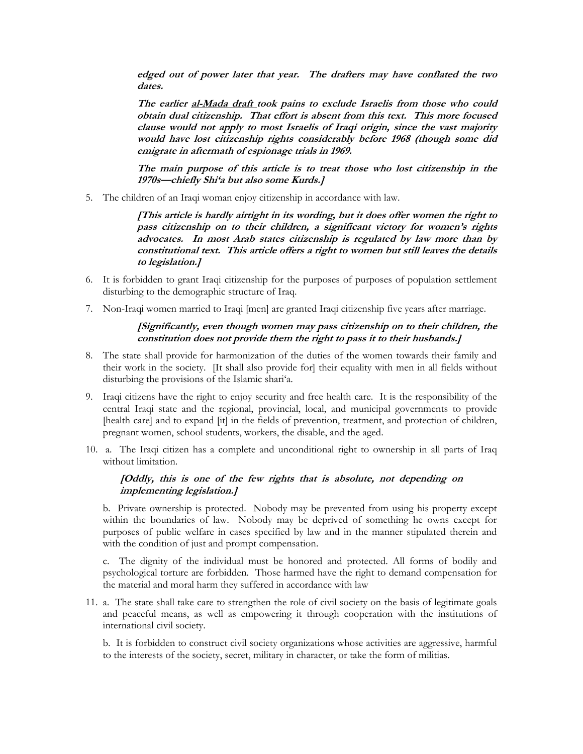***edged out of power later that year. The drafters may have conflated the two dates.***

***The earlier <u>al-Mada draft</u> took pains to exclude Israelis from those who could obtain dual citizenship. That effort is absent from this text. This more focused clause would not apply to most Israelis of Iraqi origin, since the vast majority would have lost citizenship rights considerably before 1968 (though some did emigrate in aftermath of espionage trials in 1969.***

***The main purpose of this article is to treat those who lost citizenship in the 1970s—chiefly Shi'a but also some Kurds.]***

5. The children of an Iraqi woman enjoy citizenship in accordance with law.

   ***[This article is hardly airtight in its wording, but it does offer women the right to pass citizenship on to their children, a significant victory for women's rights advocates. In most Arab states citizenship is regulated by law more than by constitutional text. This article offers a right to women but still leaves the details to legislation.]***

6. It is forbidden to grant Iraqi citizenship for the purposes of purposes of population settlement disturbing to the demographic structure of Iraq.
7. Non-Iraqi women married to Iraqi [men] are granted Iraqi citizenship five years after marriage.

   ***[Significantly, even though women may pass citizenship on to their children, the constitution does not provide them the right to pass it to their husbands.]***

8. The state shall provide for harmonization of the duties of the women towards their family and their work in the society. [It shall also provide for] their equality with men in all fields without disturbing the provisions of the Islamic shari'a.
9. Iraqi citizens have the right to enjoy security and free health care. It is the responsibility of the central Iraqi state and the regional, provincial, local, and municipal governments to provide [health care] and to expand [it] in the fields of prevention, treatment, and protection of children, pregnant women, school students, workers, the disable, and the aged.
10. a. The Iraqi citizen has a complete and unconditional right to ownership in all parts of Iraq without limitation.

    ***[Oddly, this is one of the few rights that is absolute, not depending on implementing legislation.]***

    b. Private ownership is protected. Nobody may be prevented from using his property except within the boundaries of law. Nobody may be deprived of something he owns except for purposes of public welfare in cases specified by law and in the manner stipulated therein and with the condition of just and prompt compensation.

    c. The dignity of the individual must be honored and protected. All forms of bodily and psychological torture are forbidden. Those harmed have the right to demand compensation for the material and moral harm they suffered in accordance with law

11. a. The state shall take care to strengthen the role of civil society on the basis of legitimate goals and peaceful means, as well as empowering it through cooperation with the institutions of international civil society.

    b. It is forbidden to construct civil society organizations whose activities are aggressive, harmful to the interests of the society, secret, military in character, or take the form of militias.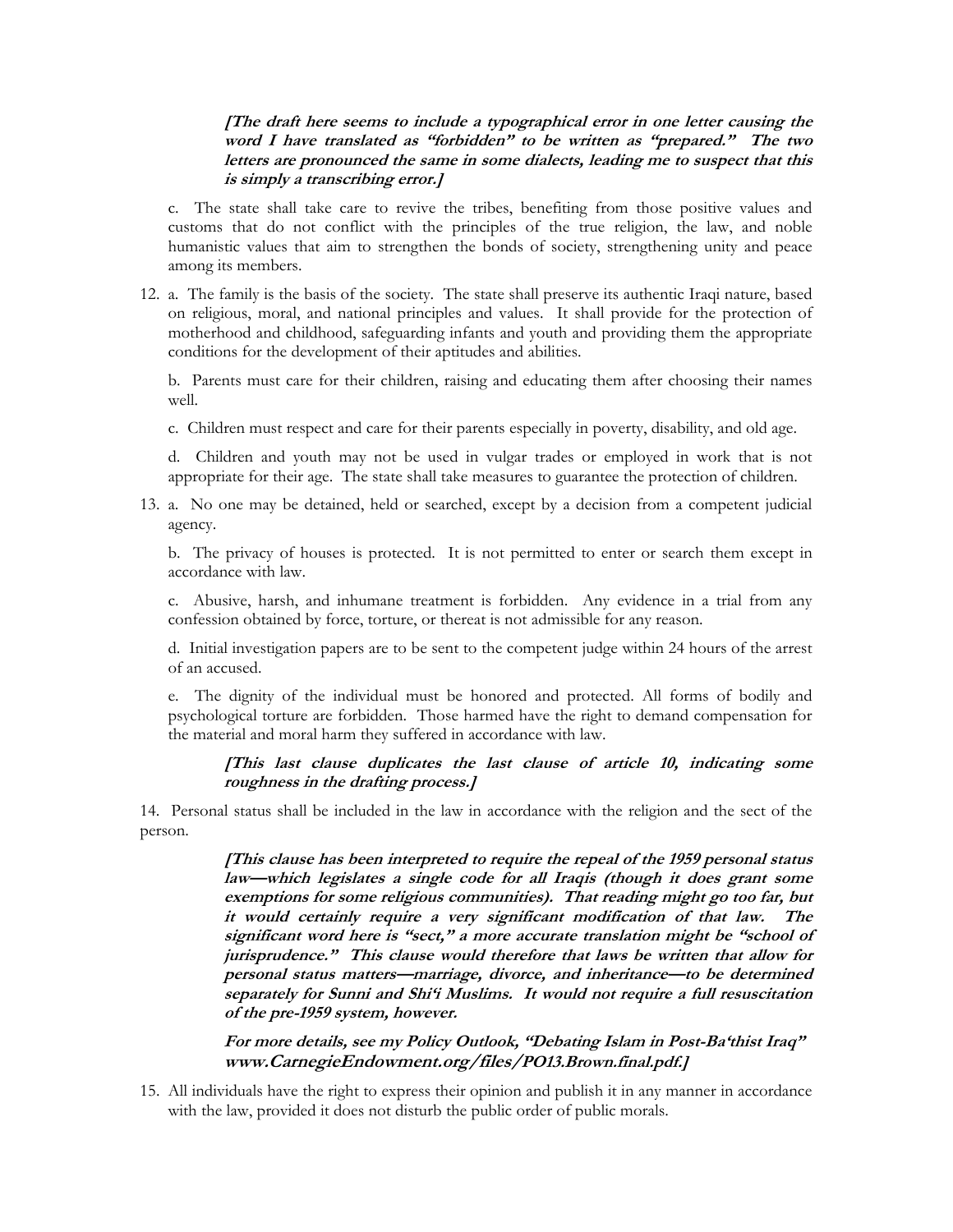***[The draft here seems to include a typographical error in one letter causing the word I have translated as "forbidden" to be written as "prepared." The two letters are pronounced the same in some dialects, leading me to suspect that this is simply a transcribing error.]***

c. The state shall take care to revive the tribes, benefiting from those positive values and customs that do not conflict with the principles of the true religion, the law, and noble humanistic values that aim to strengthen the bonds of society, strengthening unity and peace among its members.

12. a. The family is the basis of the society. The state shall preserve its authentic Iraqi nature, based on religious, moral, and national principles and values. It shall provide for the protection of motherhood and childhood, safeguarding infants and youth and providing them the appropriate conditions for the development of their aptitudes and abilities.

    b. Parents must care for their children, raising and educating them after choosing their names well.

    c. Children must respect and care for their parents especially in poverty, disability, and old age.

    d. Children and youth may not be used in vulgar trades or employed in work that is not appropriate for their age. The state shall take measures to guarantee the protection of children.

13. a. No one may be detained, held or searched, except by a decision from a competent judicial agency.

    b. The privacy of houses is protected. It is not permitted to enter or search them except in accordance with law.

    c. Abusive, harsh, and inhumane treatment is forbidden. Any evidence in a trial from any confession obtained by force, torture, or thereat is not admissible for any reason.

    d. Initial investigation papers are to be sent to the competent judge within 24 hours of the arrest of an accused.

    e. The dignity of the individual must be honored and protected. All forms of bodily and psychological torture are forbidden. Those harmed have the right to demand compensation for the material and moral harm they suffered in accordance with law.

    ***[This last clause duplicates the last clause of article 10, indicating some roughness in the drafting process.]***

14. Personal status shall be included in the law in accordance with the religion and the sect of the person.

    ***[This clause has been interpreted to require the repeal of the 1959 personal status law—which legislates a single code for all Iraqis (though it does grant some exemptions for some religious communities). That reading might go too far, but it would certainly require a very significant modification of that law. The significant word here is "sect," a more accurate translation might be "school of jurisprudence." This clause would therefore that laws be written that allow for personal status matters—marriage, divorce, and inheritance—to be determined separately for Sunni and Shi'i Muslims. It would not require a full resuscitation of the pre-1959 system, however.***

    ***For more details, see my Policy Outlook, "Debating Islam in Post-Ba'thist Iraq" www.CarnegieEndowment.org/files/PO13.Brown.final.pdf.]***

15. All individuals have the right to express their opinion and publish it in any manner in accordance with the law, provided it does not disturb the public order of public morals.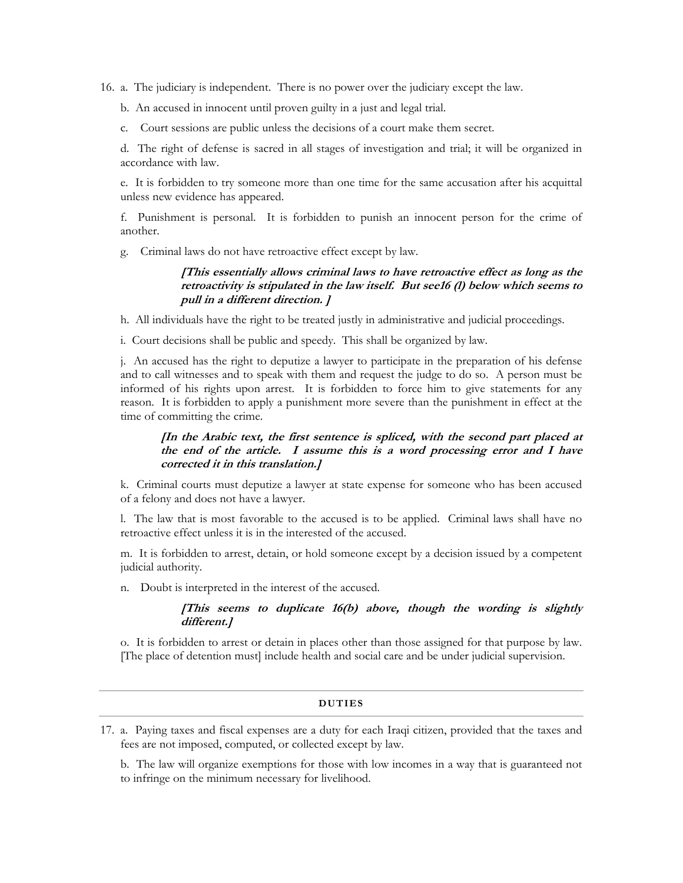16. a. The judiciary is independent. There is no power over the judiciary except the law.

    b. An accused in innocent until proven guilty in a just and legal trial.

    c. Court sessions are public unless the decisions of a court make them secret.

    d. The right of defense is sacred in all stages of investigation and trial; it will be organized in accordance with law.

    e. It is forbidden to try someone more than one time for the same accusation after his acquittal unless new evidence has appeared.

    f. Punishment is personal. It is forbidden to punish an innocent person for the crime of another.

    g. Criminal laws do not have retroactive effect except by law.

    > ***[This essentially allows criminal laws to have retroactive effect as long as the retroactivity is stipulated in the law itself. But see16 (l) below which seems to pull in a different direction. ]***

    h. All individuals have the right to be treated justly in administrative and judicial proceedings.

    i. Court decisions shall be public and speedy. This shall be organized by law.

    j. An accused has the right to deputize a lawyer to participate in the preparation of his defense and to call witnesses and to speak with them and request the judge to do so. A person must be informed of his rights upon arrest. It is forbidden to force him to give statements for any reason. It is forbidden to apply a punishment more severe than the punishment in effect at the time of committing the crime.

    > ***[In the Arabic text, the first sentence is spliced, with the second part placed at the end of the article. I assume this is a word processing error and I have corrected it in this translation.]***

    k. Criminal courts must deputize a lawyer at state expense for someone who has been accused of a felony and does not have a lawyer.

    l. The law that is most favorable to the accused is to be applied. Criminal laws shall have no retroactive effect unless it is in the interested of the accused.

    m. It is forbidden to arrest, detain, or hold someone except by a decision issued by a competent judicial authority.

    n. Doubt is interpreted in the interest of the accused.

    > ***[This seems to duplicate 16(b) above, though the wording is slightly different.]***

    o. It is forbidden to arrest or detain in places other than those assigned for that purpose by law. [The place of detention must] include health and social care and be under judicial supervision.

## DUTIES

17. a. Paying taxes and fiscal expenses are a duty for each Iraqi citizen, provided that the taxes and fees are not imposed, computed, or collected except by law.

    b. The law will organize exemptions for those with low incomes in a way that is guaranteed not to infringe on the minimum necessary for livelihood.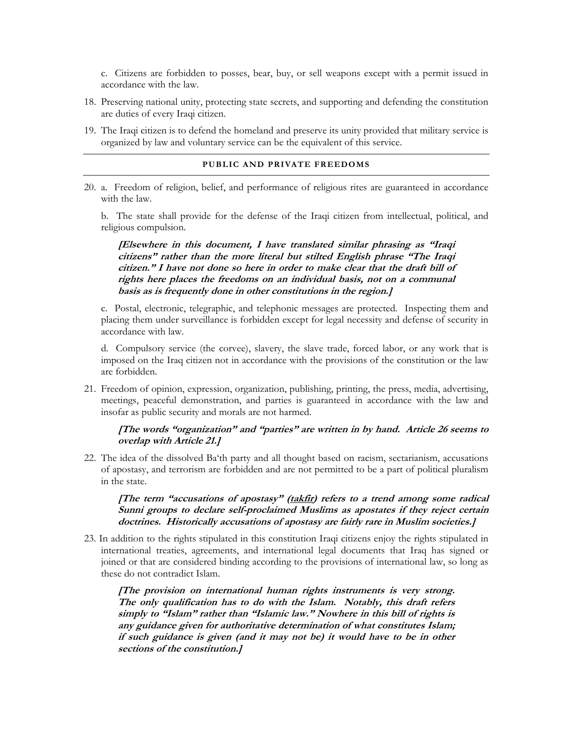c. Citizens are forbidden to posses, bear, buy, or sell weapons except with a permit issued in accordance with the law.

18. Preserving national unity, protecting state secrets, and supporting and defending the constitution are duties of every Iraqi citizen.

19. The Iraqi citizen is to defend the homeland and preserve its unity provided that military service is organized by law and voluntary service can be the equivalent of this service.

---

## PUBLIC AND PRIVATE FREEDOMS

---

20. a. Freedom of religion, belief, and performance of religious rites are guaranteed in accordance with the law.

    b. The state shall provide for the defense of the Iraqi citizen from intellectual, political, and religious compulsion.

    ***[Elsewhere in this document, I have translated similar phrasing as "Iraqi citizens" rather than the more literal but stilted English phrase "The Iraqi citizen." I have not done so here in order to make clear that the draft bill of rights here places the freedoms on an individual basis, not on a communal basis as is frequently done in other constitutions in the region.]***

    c. Postal, electronic, telegraphic, and telephonic messages are protected. Inspecting them and placing them under surveillance is forbidden except for legal necessity and defense of security in accordance with law.

    d. Compulsory service (the corvee), slavery, the slave trade, forced labor, or any work that is imposed on the Iraq citizen not in accordance with the provisions of the constitution or the law are forbidden.

21. Freedom of opinion, expression, organization, publishing, printing, the press, media, advertising, meetings, peaceful demonstration, and parties is guaranteed in accordance with the law and insofar as public security and morals are not harmed.

    ***[The words "organization" and "parties" are written in by hand. Article 26 seems to overlap with Article 21.]***

22. The idea of the dissolved Ba'th party and all thought based on racism, sectarianism, accusations of apostasy, and terrorism are forbidden and are not permitted to be a part of political pluralism in the state.

    ***[The term "accusations of apostasy" (takfir) refers to a trend among some radical Sunni groups to declare self-proclaimed Muslims as apostates if they reject certain doctrines. Historically accusations of apostasy are fairly rare in Muslim societies.]***

23. In addition to the rights stipulated in this constitution Iraqi citizens enjoy the rights stipulated in international treaties, agreements, and international legal documents that Iraq has signed or joined or that are considered binding according to the provisions of international law, so long as these do not contradict Islam.

    ***[The provision on international human rights instruments is very strong. The only qualification has to do with the Islam. Notably, this draft refers simply to "Islam" rather than "Islamic law." Nowhere in this bill of rights is any guidance given for authoritative determination of what constitutes Islam; if such guidance is given (and it may not be) it would have to be in other sections of the constitution.]***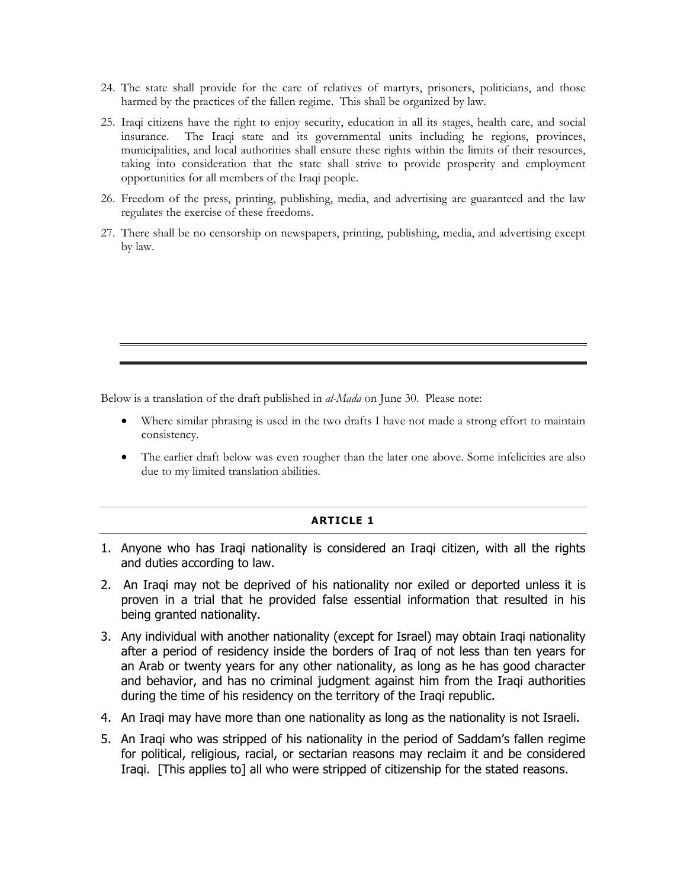24. The state shall provide for the care of relatives of martyrs, prisoners, politicians, and those harmed by the practices of the fallen regime. This shall be organized by law.
25. Iraqi citizens have the right to enjoy security, education in all its stages, health care, and social insurance. The Iraqi state and its governmental units including he regions, provinces, municipalities, and local authorities shall ensure these rights within the limits of their resources, taking into consideration that the state shall strive to provide prosperity and employment opportunities for all members of the Iraqi people.
26. Freedom of the press, printing, publishing, media, and advertising are guaranteed and the law regulates the exercise of these freedoms.
27. There shall be no censorship on newspapers, printing, publishing, media, and advertising except by law.

---

Below is a translation of the draft published in *al-Mada* on June 30. Please note:

- Where similar phrasing is used in the two drafts I have not made a strong effort to maintain consistency.
- The earlier draft below was even rougher than the later one above. Some infelicities are also due to my limited translation abilities.

---

## ARTICLE 1

1. Anyone who has Iraqi nationality is considered an Iraqi citizen, with all the rights and duties according to law.
2. An Iraqi may not be deprived of his nationality nor exiled or deported unless it is proven in a trial that he provided false essential information that resulted in his being granted nationality.
3. Any individual with another nationality (except for Israel) may obtain Iraqi nationality after a period of residency inside the borders of Iraq of not less than ten years for an Arab or twenty years for any other nationality, as long as he has good character and behavior, and has no criminal judgment against him from the Iraqi authorities during the time of his residency on the territory of the Iraqi republic.
4. An Iraqi may have more than one nationality as long as the nationality is not Israeli.
5. An Iraqi who was stripped of his nationality in the period of Saddam's fallen regime for political, religious, racial, or sectarian reasons may reclaim it and be considered Iraqi. [This applies to] all who were stripped of citizenship for the stated reasons.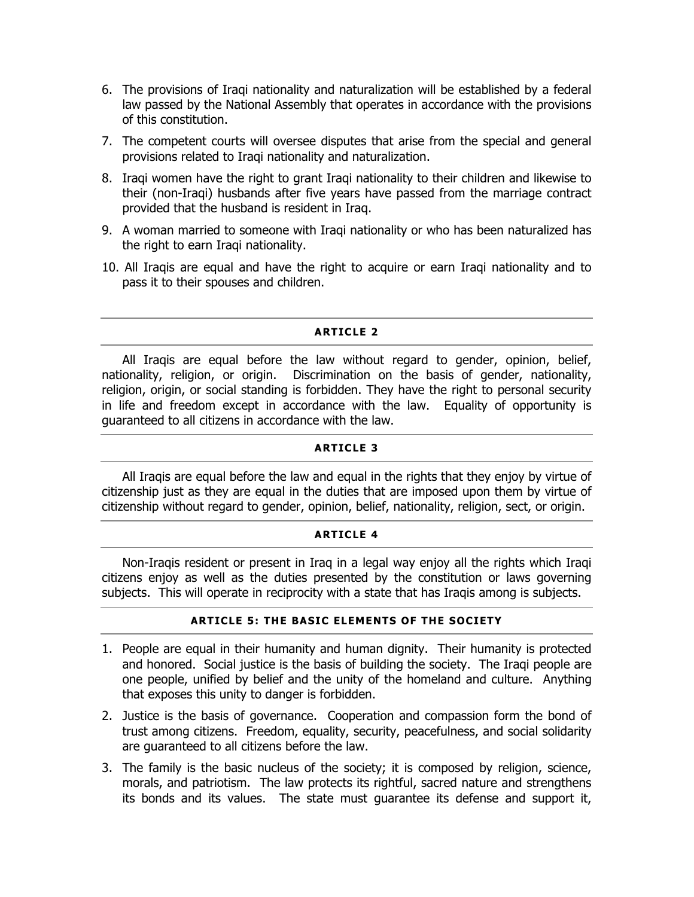6. The provisions of Iraqi nationality and naturalization will be established by a federal law passed by the National Assembly that operates in accordance with the provisions of this constitution.
7. The competent courts will oversee disputes that arise from the special and general provisions related to Iraqi nationality and naturalization.
8. Iraqi women have the right to grant Iraqi nationality to their children and likewise to their (non-Iraqi) husbands after five years have passed from the marriage contract provided that the husband is resident in Iraq.
9. A woman married to someone with Iraqi nationality or who has been naturalized has the right to earn Iraqi nationality.
10. All Iraqis are equal and have the right to acquire or earn Iraqi nationality and to pass it to their spouses and children.

## ARTICLE 2

All Iraqis are equal before the law without regard to gender, opinion, belief, nationality, religion, or origin. Discrimination on the basis of gender, nationality, religion, origin, or social standing is forbidden. They have the right to personal security in life and freedom except in accordance with the law. Equality of opportunity is guaranteed to all citizens in accordance with the law.

## ARTICLE 3

All Iraqis are equal before the law and equal in the rights that they enjoy by virtue of citizenship just as they are equal in the duties that are imposed upon them by virtue of citizenship without regard to gender, opinion, belief, nationality, religion, sect, or origin.

## ARTICLE 4

Non-Iraqis resident or present in Iraq in a legal way enjoy all the rights which Iraqi citizens enjoy as well as the duties presented by the constitution or laws governing subjects. This will operate in reciprocity with a state that has Iraqis among is subjects.

## ARTICLE 5: THE BASIC ELEMENTS OF THE SOCIETY

1. People are equal in their humanity and human dignity. Their humanity is protected and honored. Social justice is the basis of building the society. The Iraqi people are one people, unified by belief and the unity of the homeland and culture. Anything that exposes this unity to danger is forbidden.
2. Justice is the basis of governance. Cooperation and compassion form the bond of trust among citizens. Freedom, equality, security, peacefulness, and social solidarity are guaranteed to all citizens before the law.
3. The family is the basic nucleus of the society; it is composed by religion, science, morals, and patriotism. The law protects its rightful, sacred nature and strengthens its bonds and its values. The state must guarantee its defense and support it,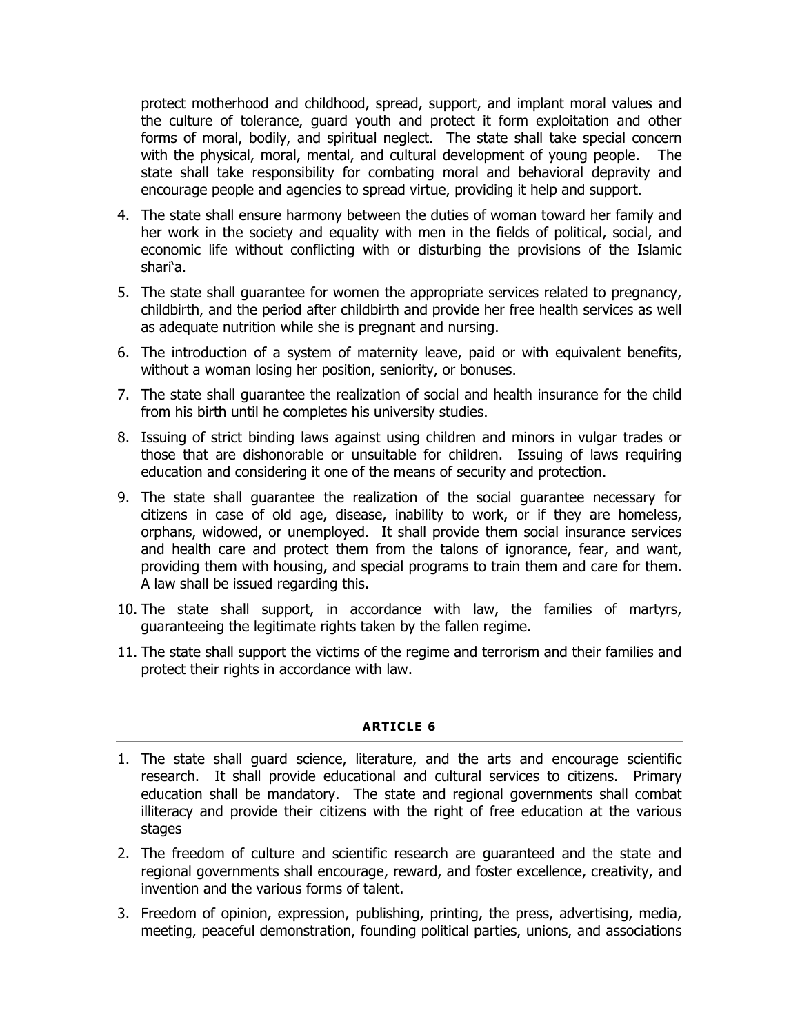protect motherhood and childhood, spread, support, and implant moral values and the culture of tolerance, guard youth and protect it form exploitation and other forms of moral, bodily, and spiritual neglect. The state shall take special concern with the physical, moral, mental, and cultural development of young people. The state shall take responsibility for combating moral and behavioral depravity and encourage people and agencies to spread virtue, providing it help and support.

4. The state shall ensure harmony between the duties of woman toward her family and her work in the society and equality with men in the fields of political, social, and economic life without conflicting with or disturbing the provisions of the Islamic shari'a.
5. The state shall guarantee for women the appropriate services related to pregnancy, childbirth, and the period after childbirth and provide her free health services as well as adequate nutrition while she is pregnant and nursing.
6. The introduction of a system of maternity leave, paid or with equivalent benefits, without a woman losing her position, seniority, or bonuses.
7. The state shall guarantee the realization of social and health insurance for the child from his birth until he completes his university studies.
8. Issuing of strict binding laws against using children and minors in vulgar trades or those that are dishonorable or unsuitable for children. Issuing of laws requiring education and considering it one of the means of security and protection.
9. The state shall guarantee the realization of the social guarantee necessary for citizens in case of old age, disease, inability to work, or if they are homeless, orphans, widowed, or unemployed. It shall provide them social insurance services and health care and protect them from the talons of ignorance, fear, and want, providing them with housing, and special programs to train them and care for them. A law shall be issued regarding this.
10. The state shall support, in accordance with law, the families of martyrs, guaranteeing the legitimate rights taken by the fallen regime.
11. The state shall support the victims of the regime and terrorism and their families and protect their rights in accordance with law.

## ARTICLE 6

1. The state shall guard science, literature, and the arts and encourage scientific research. It shall provide educational and cultural services to citizens. Primary education shall be mandatory. The state and regional governments shall combat illiteracy and provide their citizens with the right of free education at the various stages
2. The freedom of culture and scientific research are guaranteed and the state and regional governments shall encourage, reward, and foster excellence, creativity, and invention and the various forms of talent.
3. Freedom of opinion, expression, publishing, printing, the press, advertising, media, meeting, peaceful demonstration, founding political parties, unions, and associations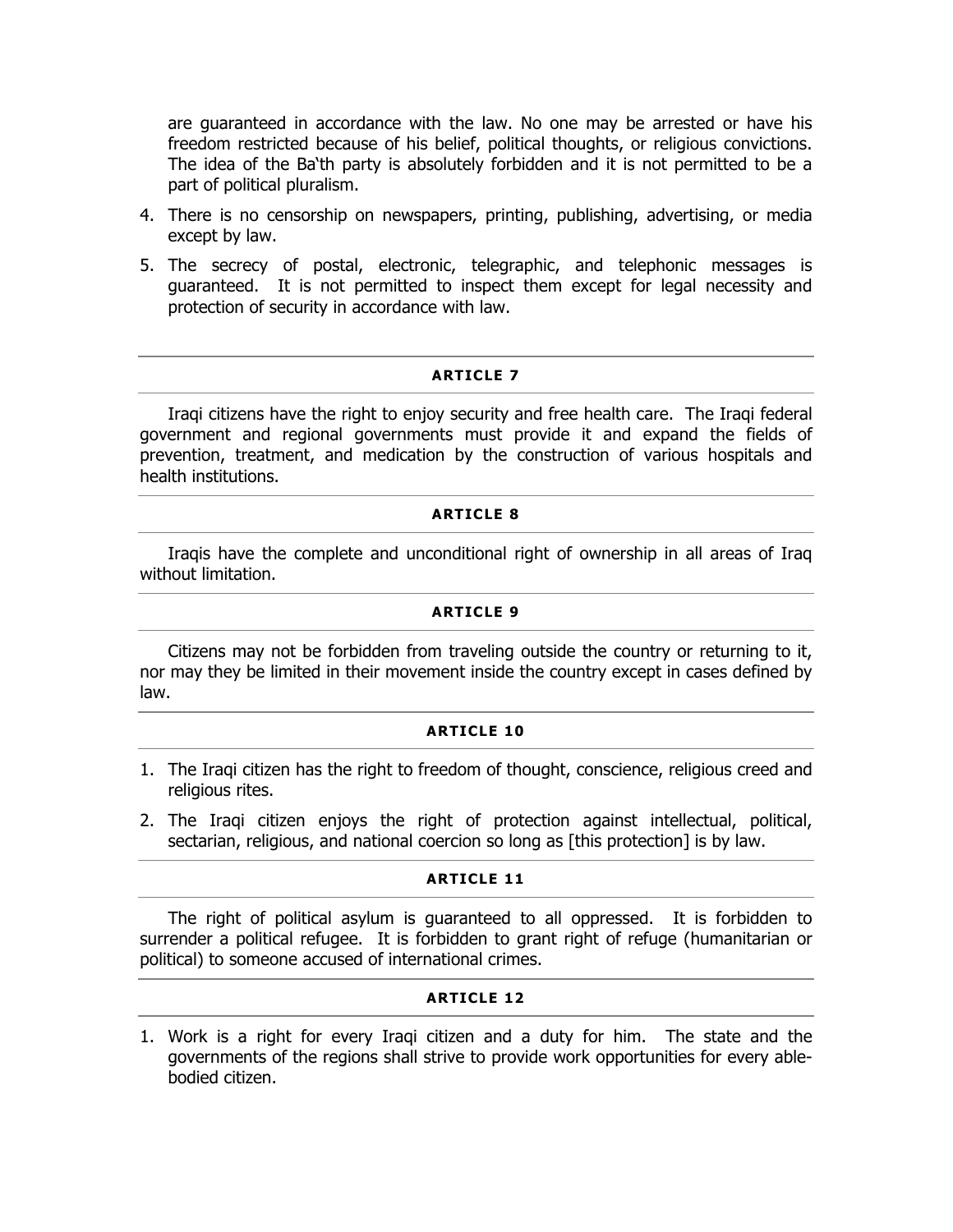are guaranteed in accordance with the law. No one may be arrested or have his freedom restricted because of his belief, political thoughts, or religious convictions. The idea of the Ba'th party is absolutely forbidden and it is not permitted to be a part of political pluralism.

4. There is no censorship on newspapers, printing, publishing, advertising, or media except by law.
5. The secrecy of postal, electronic, telegraphic, and telephonic messages is guaranteed. It is not permitted to inspect them except for legal necessity and protection of security in accordance with law.

---

### ARTICLE 7

Iraqi citizens have the right to enjoy security and free health care. The Iraqi federal government and regional governments must provide it and expand the fields of prevention, treatment, and medication by the construction of various hospitals and health institutions.

### ARTICLE 8

Iraqis have the complete and unconditional right of ownership in all areas of Iraq without limitation.

### ARTICLE 9

Citizens may not be forbidden from traveling outside the country or returning to it, nor may they be limited in their movement inside the country except in cases defined by law.

### ARTICLE 10

1. The Iraqi citizen has the right to freedom of thought, conscience, religious creed and religious rites.
2. The Iraqi citizen enjoys the right of protection against intellectual, political, sectarian, religious, and national coercion so long as [this protection] is by law.

### ARTICLE 11

The right of political asylum is guaranteed to all oppressed. It is forbidden to surrender a political refugee. It is forbidden to grant right of refuge (humanitarian or political) to someone accused of international crimes.

### ARTICLE 12

1. Work is a right for every Iraqi citizen and a duty for him. The state and the governments of the regions shall strive to provide work opportunities for every able-bodied citizen.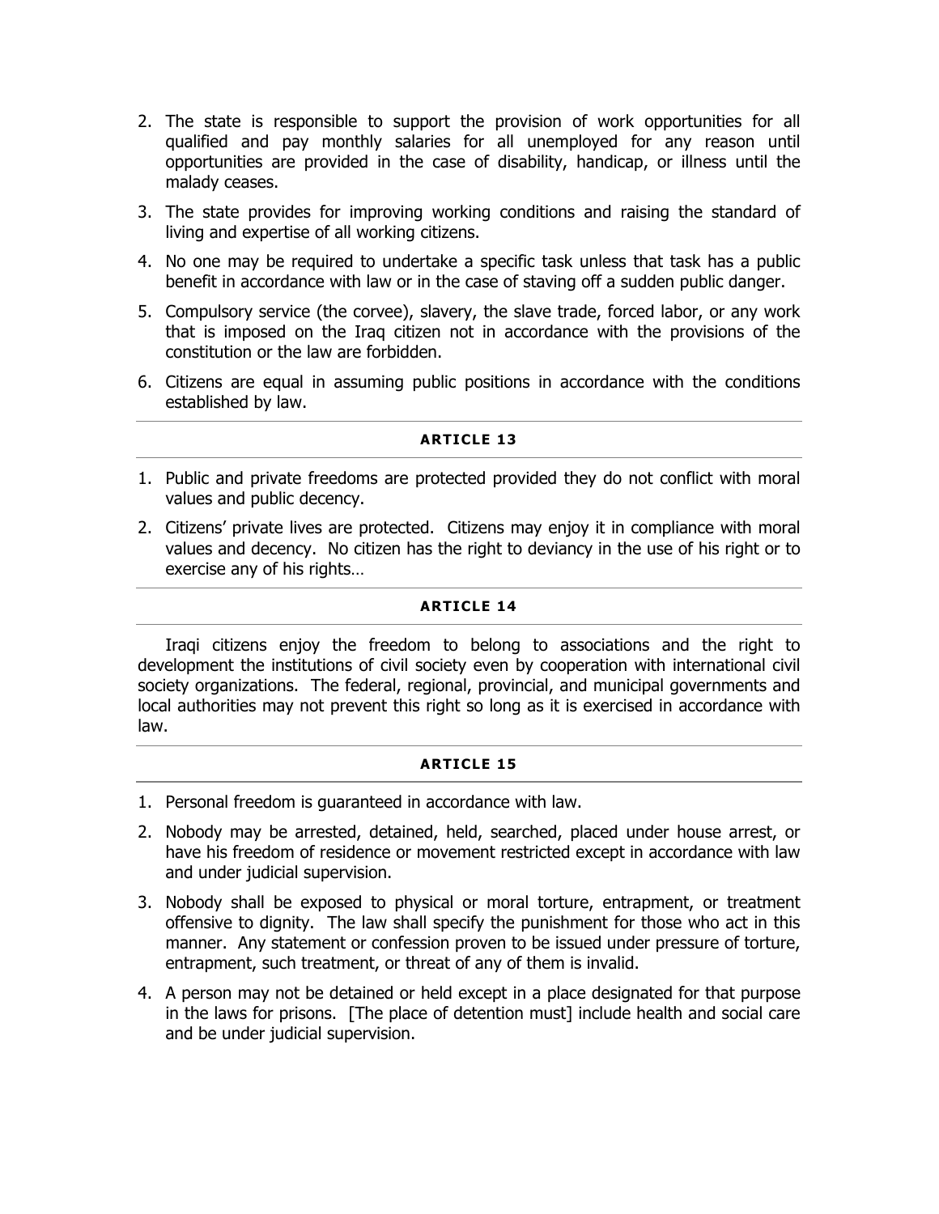2. The state is responsible to support the provision of work opportunities for all qualified and pay monthly salaries for all unemployed for any reason until opportunities are provided in the case of disability, handicap, or illness until the malady ceases.
3. The state provides for improving working conditions and raising the standard of living and expertise of all working citizens.
4. No one may be required to undertake a specific task unless that task has a public benefit in accordance with law or in the case of staving off a sudden public danger.
5. Compulsory service (the corvee), slavery, the slave trade, forced labor, or any work that is imposed on the Iraq citizen not in accordance with the provisions of the constitution or the law are forbidden.
6. Citizens are equal in assuming public positions in accordance with the conditions established by law.

## ARTICLE 13

1. Public and private freedoms are protected provided they do not conflict with moral values and public decency.
2. Citizens' private lives are protected. Citizens may enjoy it in compliance with moral values and decency. No citizen has the right to deviancy in the use of his right or to exercise any of his rights…

## ARTICLE 14

Iraqi citizens enjoy the freedom to belong to associations and the right to development the institutions of civil society even by cooperation with international civil society organizations. The federal, regional, provincial, and municipal governments and local authorities may not prevent this right so long as it is exercised in accordance with law.

## ARTICLE 15

1. Personal freedom is guaranteed in accordance with law.
2. Nobody may be arrested, detained, held, searched, placed under house arrest, or have his freedom of residence or movement restricted except in accordance with law and under judicial supervision.
3. Nobody shall be exposed to physical or moral torture, entrapment, or treatment offensive to dignity. The law shall specify the punishment for those who act in this manner. Any statement or confession proven to be issued under pressure of torture, entrapment, such treatment, or threat of any of them is invalid.
4. A person may not be detained or held except in a place designated for that purpose in the laws for prisons. [The place of detention must] include health and social care and be under judicial supervision.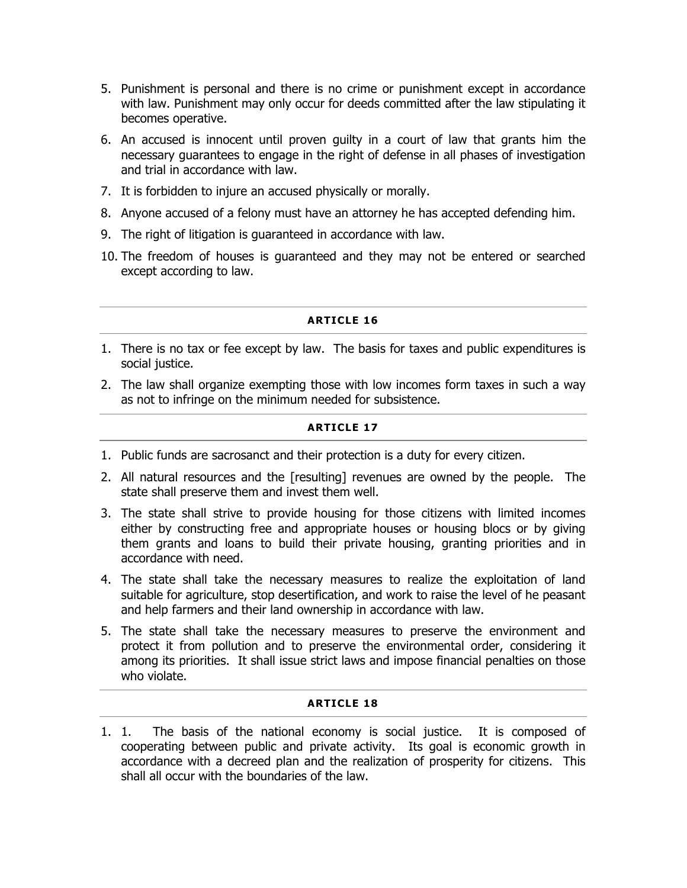5. Punishment is personal and there is no crime or punishment except in accordance with law. Punishment may only occur for deeds committed after the law stipulating it becomes operative.
6. An accused is innocent until proven guilty in a court of law that grants him the necessary guarantees to engage in the right of defense in all phases of investigation and trial in accordance with law.
7. It is forbidden to injure an accused physically or morally.
8. Anyone accused of a felony must have an attorney he has accepted defending him.
9. The right of litigation is guaranteed in accordance with law.
10. The freedom of houses is guaranteed and they may not be entered or searched except according to law.

---

### ARTICLE 16

1. There is no tax or fee except by law. The basis for taxes and public expenditures is social justice.
2. The law shall organize exempting those with low incomes form taxes in such a way as not to infringe on the minimum needed for subsistence.

---

### ARTICLE 17

1. Public funds are sacrosanct and their protection is a duty for every citizen.
2. All natural resources and the [resulting] revenues are owned by the people. The state shall preserve them and invest them well.
3. The state shall strive to provide housing for those citizens with limited incomes either by constructing free and appropriate houses or housing blocs or by giving them grants and loans to build their private housing, granting priorities and in accordance with need.
4. The state shall take the necessary measures to realize the exploitation of land suitable for agriculture, stop desertification, and work to raise the level of he peasant and help farmers and their land ownership in accordance with law.
5. The state shall take the necessary measures to preserve the environment and protect it from pollution and to preserve the environmental order, considering it among its priorities. It shall issue strict laws and impose financial penalties on those who violate.

---

### ARTICLE 18

1. 1. The basis of the national economy is social justice. It is composed of cooperating between public and private activity. Its goal is economic growth in accordance with a decreed plan and the realization of prosperity for citizens. This shall all occur with the boundaries of the law.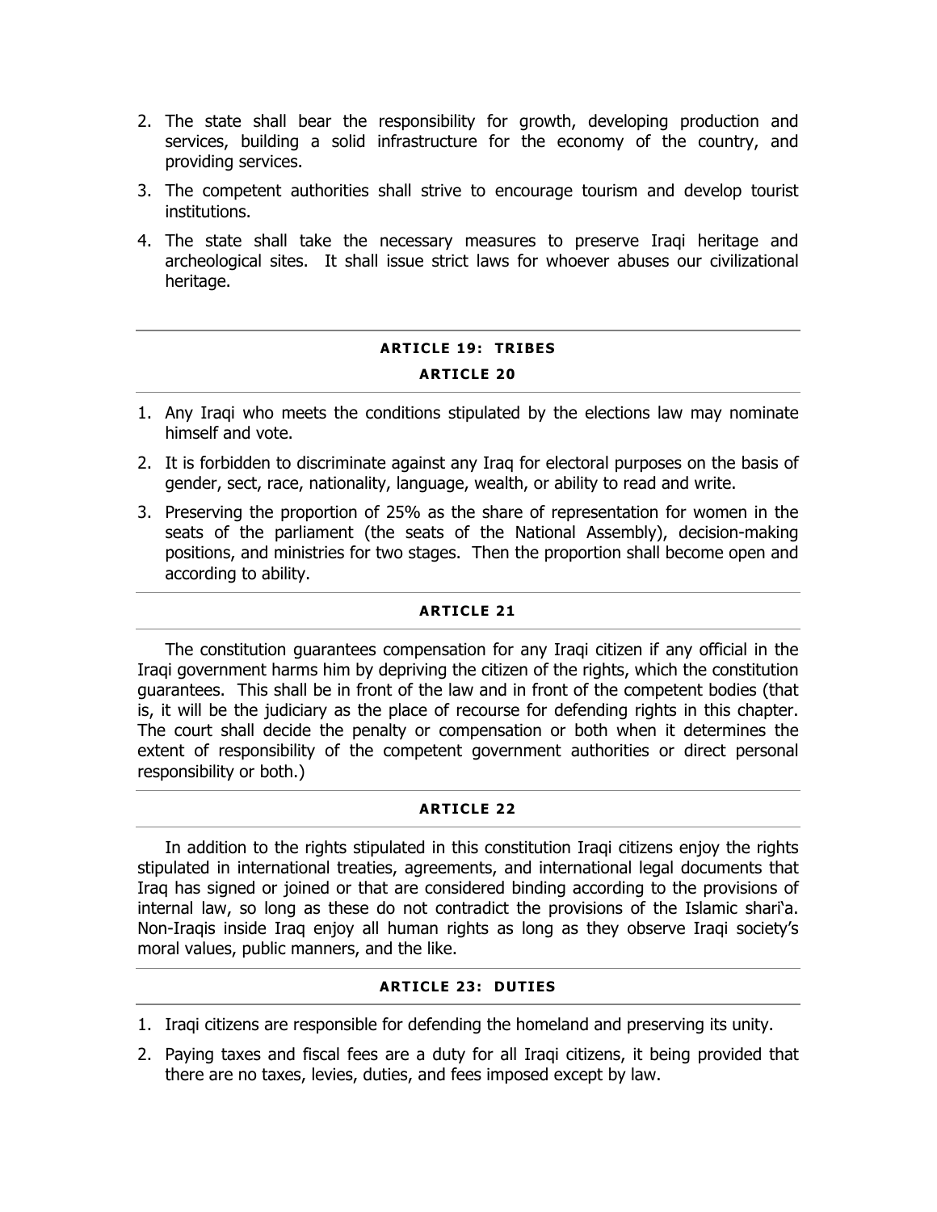2. The state shall bear the responsibility for growth, developing production and services, building a solid infrastructure for the economy of the country, and providing services.
3. The competent authorities shall strive to encourage tourism and develop tourist institutions.
4. The state shall take the necessary measures to preserve Iraqi heritage and archeological sites. It shall issue strict laws for whoever abuses our civilizational heritage.

### ARTICLE 19: TRIBES

### ARTICLE 20

1. Any Iraqi who meets the conditions stipulated by the elections law may nominate himself and vote.
2. It is forbidden to discriminate against any Iraq for electoral purposes on the basis of gender, sect, race, nationality, language, wealth, or ability to read and write.
3. Preserving the proportion of 25% as the share of representation for women in the seats of the parliament (the seats of the National Assembly), decision-making positions, and ministries for two stages. Then the proportion shall become open and according to ability.

### ARTICLE 21

The constitution guarantees compensation for any Iraqi citizen if any official in the Iraqi government harms him by depriving the citizen of the rights, which the constitution guarantees. This shall be in front of the law and in front of the competent bodies (that is, it will be the judiciary as the place of recourse for defending rights in this chapter. The court shall decide the penalty or compensation or both when it determines the extent of responsibility of the competent government authorities or direct personal responsibility or both.)

### ARTICLE 22

In addition to the rights stipulated in this constitution Iraqi citizens enjoy the rights stipulated in international treaties, agreements, and international legal documents that Iraq has signed or joined or that are considered binding according to the provisions of internal law, so long as these do not contradict the provisions of the Islamic shari'a. Non-Iraqis inside Iraq enjoy all human rights as long as they observe Iraqi society's moral values, public manners, and the like.

### ARTICLE 23: DUTIES

1. Iraqi citizens are responsible for defending the homeland and preserving its unity.
2. Paying taxes and fiscal fees are a duty for all Iraqi citizens, it being provided that there are no taxes, levies, duties, and fees imposed except by law.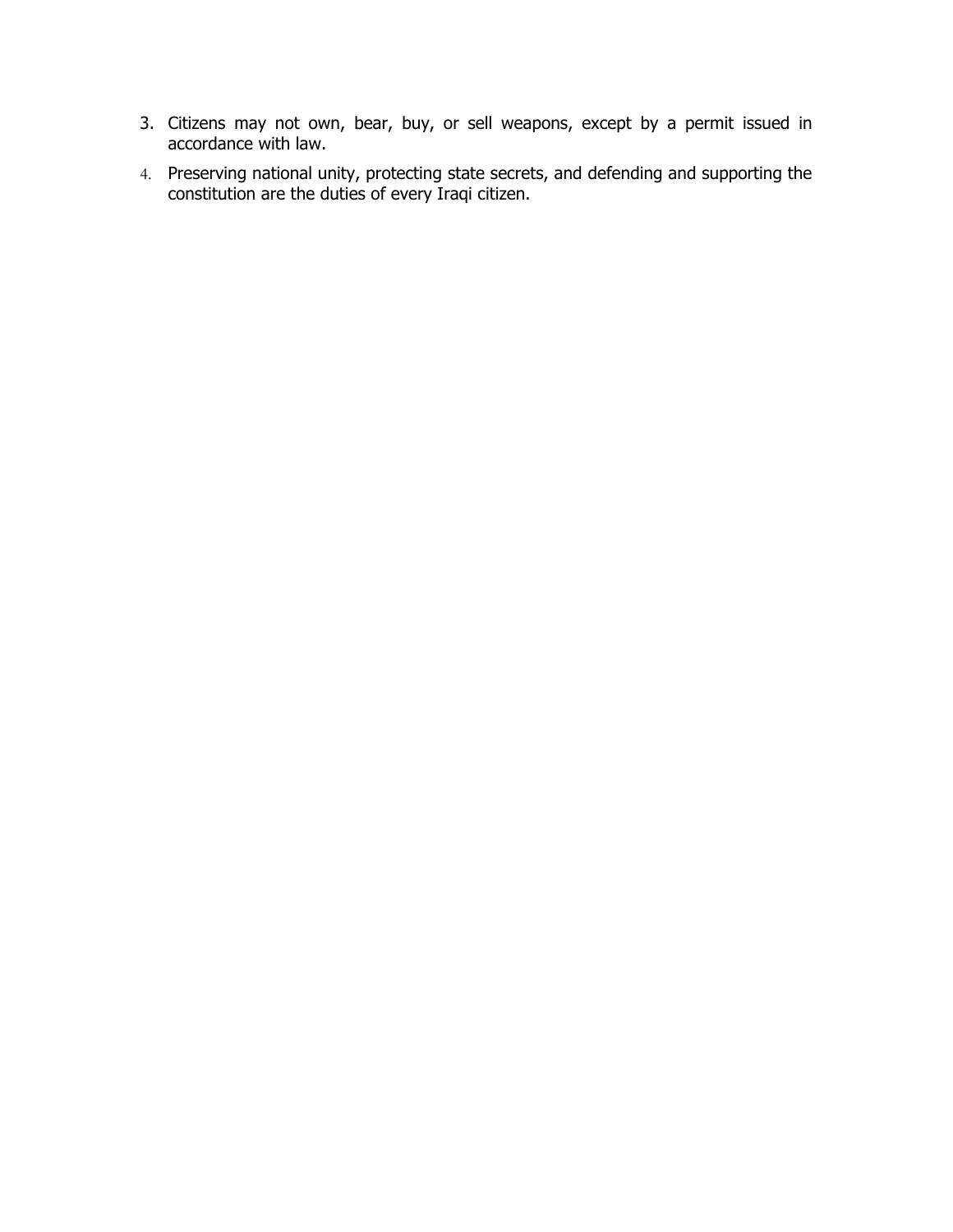3. Citizens may not own, bear, buy, or sell weapons, except by a permit issued in accordance with law.
4. Preserving national unity, protecting state secrets, and defending and supporting the constitution are the duties of every Iraqi citizen.